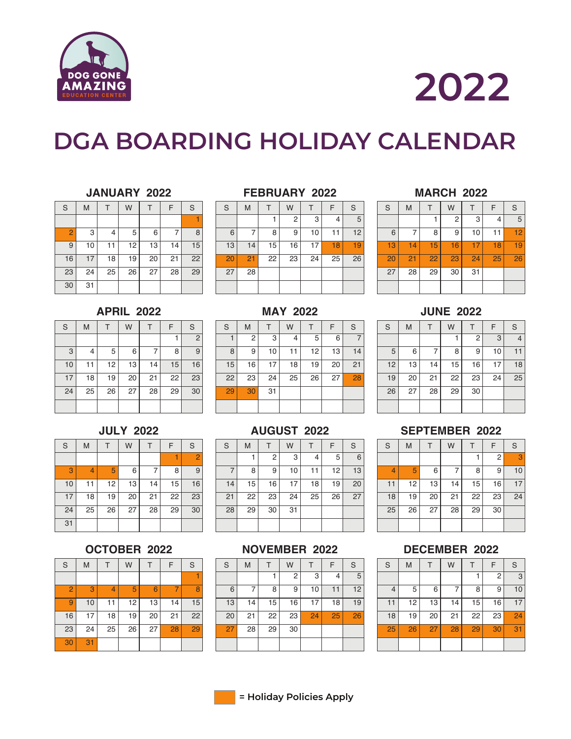DOG GONE AMAZING
EDUCATION CENTER

# 2022

# DGA BOARDING HOLIDAY CALENDAR

Dates in **bold** = Holiday Policies Apply

### JANUARY 2022

| S | M | T | W | T | F | S |
|---|---|---|---|---|---|---|
| | | | | | | **1** |
| **2** | 3 | 4 | 5 | 6 | 7 | 8 |
| 9 | 10 | 11 | 12 | 13 | 14 | 15 |
| 16 | 17 | 18 | 19 | 20 | 21 | 22 |
| 23 | 24 | 25 | 26 | 27 | 28 | 29 |
| 30 | 31 | | | | | |

### FEBRUARY 2022

| S | M | T | W | T | F | S |
|---|---|---|---|---|---|---|
| | | 1 | 2 | 3 | 4 | 5 |
| 6 | 7 | 8 | 9 | 10 | 11 | 12 |
| 13 | 14 | 15 | 16 | 17 | **18** | **19** |
| **20** | **21** | 22 | 23 | 24 | 25 | 26 |
| 27 | 28 | | | | | |

### MARCH 2022

| S | M | T | W | T | F | S |
|---|---|---|---|---|---|---|
| | | 1 | 2 | 3 | 4 | 5 |
| 6 | 7 | 8 | 9 | 10 | 11 | **12** |
| **13** | **14** | **15** | **16** | **17** | **18** | **19** |
| **20** | **21** | **22** | **23** | **24** | **25** | **26** |
| 27 | 28 | 29 | 30 | 31 | | |

### APRIL 2022

| S | M | T | W | T | F | S |
|---|---|---|---|---|---|---|
| | | | | | 1 | 2 |
| 3 | 4 | 5 | 6 | 7 | 8 | 9 |
| 10 | 11 | 12 | 13 | 14 | 15 | 16 |
| 17 | 18 | 19 | 20 | 21 | 22 | 23 |
| 24 | 25 | 26 | 27 | 28 | 29 | 30 |

### MAY 2022

| S | M | T | W | T | F | S |
|---|---|---|---|---|---|---|
| 1 | 2 | 3 | 4 | 5 | 6 | 7 |
| 8 | 9 | 10 | 11 | 12 | 13 | 14 |
| 15 | 16 | 17 | 18 | 19 | 20 | 21 |
| 22 | 23 | 24 | 25 | 26 | 27 | **28** |
| **29** | **30** | 31 | | | | |

### JUNE 2022

| S | M | T | W | T | F | S |
|---|---|---|---|---|---|---|
| | | | 1 | 2 | 3 | 4 |
| 5 | 6 | 7 | 8 | 9 | 10 | 11 |
| 12 | 13 | 14 | 15 | 16 | 17 | 18 |
| 19 | 20 | 21 | 22 | 23 | 24 | 25 |
| 26 | 27 | 28 | 29 | 30 | | |

### JULY 2022

| S | M | T | W | T | F | S |
|---|---|---|---|---|---|---|
| | | | | | **1** | **2** |
| **3** | **4** | **5** | 6 | 7 | 8 | 9 |
| 10 | 11 | 12 | 13 | 14 | 15 | 16 |
| 17 | 18 | 19 | 20 | 21 | 22 | 23 |
| 24 | 25 | 26 | 27 | 28 | 29 | 30 |
| 31 | | | | | | |

### AUGUST 2022

| S | M | T | W | T | F | S |
|---|---|---|---|---|---|---|
| | 1 | 2 | 3 | 4 | 5 | 6 |
| 7 | 8 | 9 | 10 | 11 | 12 | 13 |
| 14 | 15 | 16 | 17 | 18 | 19 | 20 |
| 21 | 22 | 23 | 24 | 25 | 26 | 27 |
| 28 | 29 | 30 | 31 | | | |

### SEPTEMBER 2022

| S | M | T | W | T | F | S |
|---|---|---|---|---|---|---|
| | | | | 1 | 2 | **3** |
| **4** | **5** | 6 | 7 | 8 | 9 | 10 |
| 11 | 12 | 13 | 14 | 15 | 16 | 17 |
| 18 | 19 | 20 | 21 | 22 | 23 | 24 |
| 25 | 26 | 27 | 28 | 29 | 30 | |

### OCTOBER 2022

| S | M | T | W | T | F | S |
|---|---|---|---|---|---|---|
| | | | | | | **1** |
| **2** | **3** | **4** | **5** | **6** | **7** | **8** |
| **9** | 10 | 11 | 12 | 13 | 14 | 15 |
| 16 | 17 | 18 | 19 | 20 | 21 | 22 |
| 23 | 24 | 25 | 26 | 27 | **28** | **29** |
| **30** | **31** | | | | | |

### NOVEMBER 2022

| S | M | T | W | T | F | S |
|---|---|---|---|---|---|---|
| | | 1 | 2 | 3 | 4 | 5 |
| 6 | 7 | 8 | 9 | 10 | 11 | 12 |
| 13 | 14 | 15 | 16 | 17 | 18 | 19 |
| 20 | 21 | 22 | 23 | **24** | **25** | **26** |
| **27** | 28 | 29 | 30 | | | |

### DECEMBER 2022

| S | M | T | W | T | F | S |
|---|---|---|---|---|---|---|
| | | | | 1 | 2 | 3 |
| 4 | 5 | 6 | 7 | 8 | 9 | 10 |
| 11 | 12 | 13 | 14 | 15 | 16 | 17 |
| 18 | 19 | 20 | 21 | 22 | 23 | **24** |
| **25** | **26** | **27** | **28** | **29** | **30** | **31** |

■ = Holiday Policies Apply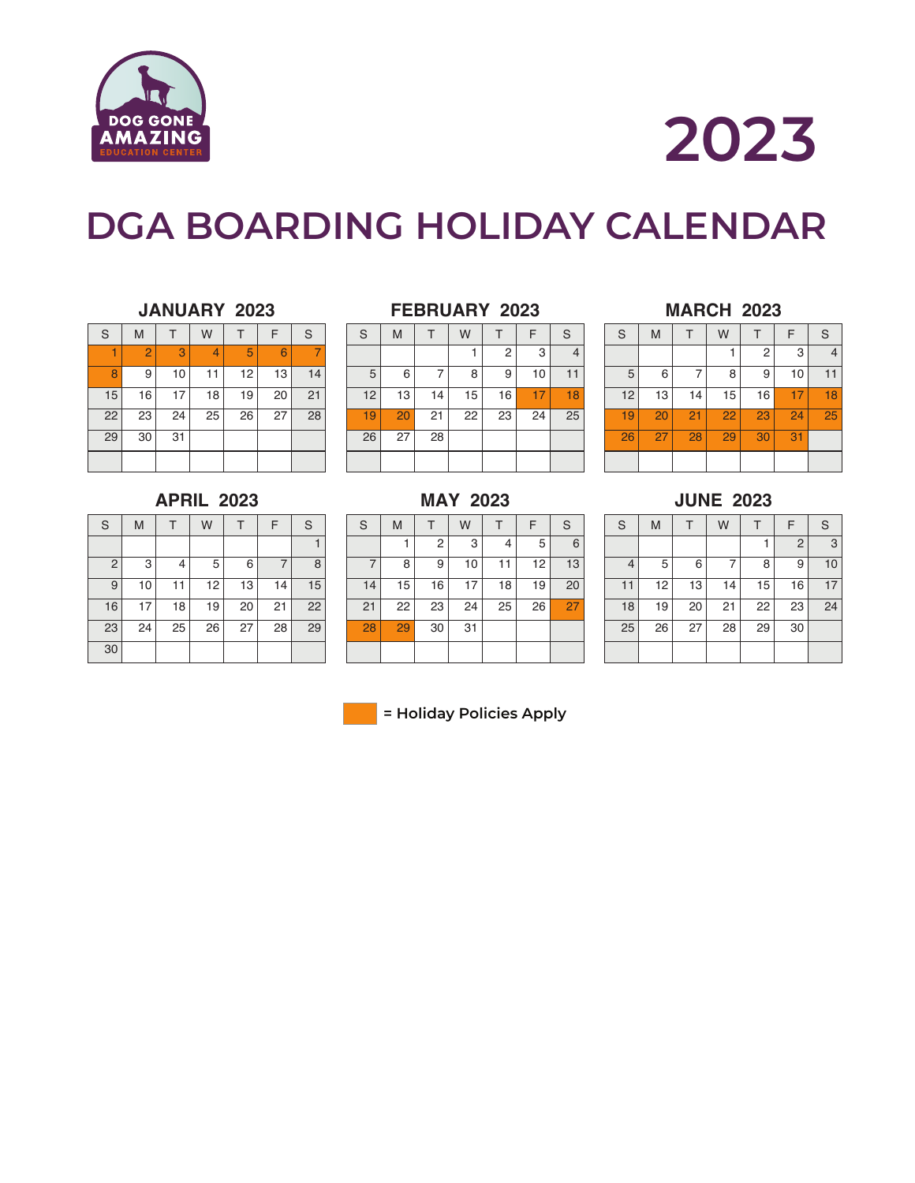DOG GONE AMAZING EDUCATION CENTER

# 2023

# DGA BOARDING HOLIDAY CALENDAR

### JANUARY 2023

| S | M | T | W | T | F | S |
|---|---|---|---|---|---|---|
| 1 | 2 | 3 | 4 | 5 | 6 | 7 |
| 8 | 9 | 10 | 11 | 12 | 13 | 14 |
| 15 | 16 | 17 | 18 | 19 | 20 | 21 |
| 22 | 23 | 24 | 25 | 26 | 27 | 28 |
| 29 | 30 | 31 | | | | |

### FEBRUARY 2023

| S | M | T | W | T | F | S |
|---|---|---|---|---|---|---|
| | | | 1 | 2 | 3 | 4 |
| 5 | 6 | 7 | 8 | 9 | 10 | 11 |
| 12 | 13 | 14 | 15 | 16 | 17 | 18 |
| 19 | 20 | 21 | 22 | 23 | 24 | 25 |
| 26 | 27 | 28 | | | | |

### MARCH 2023

| S | M | T | W | T | F | S |
|---|---|---|---|---|---|---|
| | | | 1 | 2 | 3 | 4 |
| 5 | 6 | 7 | 8 | 9 | 10 | 11 |
| 12 | 13 | 14 | 15 | 16 | 17 | 18 |
| 19 | 20 | 21 | 22 | 23 | 24 | 25 |
| 26 | 27 | 28 | 29 | 30 | 31 | |

### APRIL 2023

| S | M | T | W | T | F | S |
|---|---|---|---|---|---|---|
| | | | | | | 1 |
| 2 | 3 | 4 | 5 | 6 | 7 | 8 |
| 9 | 10 | 11 | 12 | 13 | 14 | 15 |
| 16 | 17 | 18 | 19 | 20 | 21 | 22 |
| 23 | 24 | 25 | 26 | 27 | 28 | 29 |
| 30 | | | | | | |

### MAY 2023

| S | M | T | W | T | F | S |
|---|---|---|---|---|---|---|
| | 1 | 2 | 3 | 4 | 5 | 6 |
| 7 | 8 | 9 | 10 | 11 | 12 | 13 |
| 14 | 15 | 16 | 17 | 18 | 19 | 20 |
| 21 | 22 | 23 | 24 | 25 | 26 | 27 |
| 28 | 29 | 30 | 31 | | | |

### JUNE 2023

| S | M | T | W | T | F | S |
|---|---|---|---|---|---|---|
| | | | | 1 | 2 | 3 |
| 4 | 5 | 6 | 7 | 8 | 9 | 10 |
| 11 | 12 | 13 | 14 | 15 | 16 | 17 |
| 18 | 19 | 20 | 21 | 22 | 23 | 24 |
| 25 | 26 | 27 | 28 | 29 | 30 | |

Highlighted (Holiday Policies Apply): January 1–8; February 17–20; March 17–31; May 27–29

**= Holiday Policies Apply**